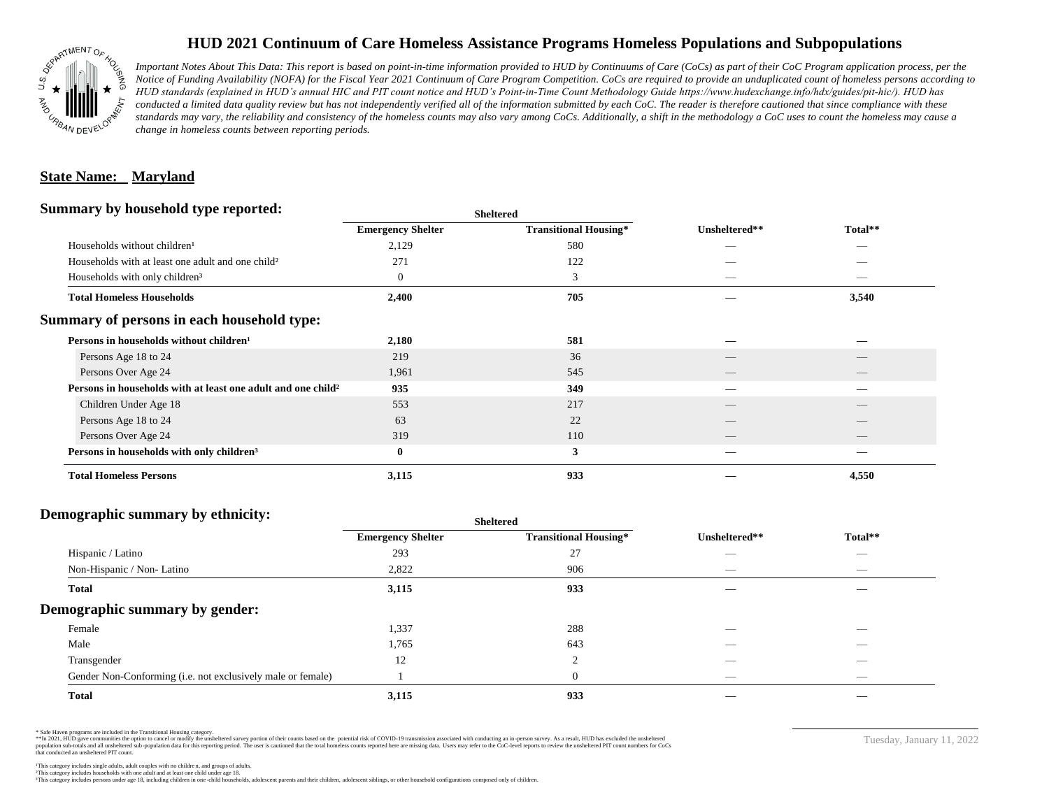# HUD 2021 Continuum of Care Homeless Assistance Programs Homeless Populations and Subpopulations

*Important Notes About This Data: This report is based on point-in-time information provided to HUD by Continuums of Care (CoCs) as part of their CoC Program application process, per the Notice of Funding Availability (NOFA) for the Fiscal Year 2021 Continuum of Care Program Competition. CoCs are required to provide an unduplicated count of homeless persons according to HUD standards (explained in HUD's annual HIC and PIT count notice and HUD's Point-in-Time Count Methodology Guide https://www.hudexchange.info/hdx/guides/pit-hic/). HUD has conducted a limited data quality review but has not independently verified all of the information submitted by each CoC. The reader is therefore cautioned that since compliance with these standards may vary, the reliability and consistency of the homeless counts may also vary among CoCs. Additionally, a shift in the methodology a CoC uses to count the homeless may cause a change in homeless counts between reporting periods.*

**State Name: Maryland**

## Summary by household type reported:

| | Sheltered | | | |
|---|---|---|---|---|
| | Emergency Shelter | Transitional Housing* | Unsheltered** | Total** |
| Households without children[1] | 2,129 | 580 | — | — |
| Households with at least one adult and one child[2] | 271 | 122 | — | — |
| Households with only children[3] | 0 | 3 | — | — |
| **Total Homeless Households** | **2,400** | **705** | **—** | **3,540** |

## Summary of persons in each household type:

| | Emergency Shelter | Transitional Housing* | Unsheltered** | Total** |
|---|---|---|---|---|
| **Persons in households without children[1]** | **2,180** | **581** | **—** | **—** |
| Persons Age 18 to 24 | 219 | 36 | — | — |
| Persons Over Age 24 | 1,961 | 545 | — | — |
| **Persons in households with at least one adult and one child[2]** | **935** | **349** | **—** | **—** |
| Children Under Age 18 | 553 | 217 | — | — |
| Persons Age 18 to 24 | 63 | 22 | — | — |
| Persons Over Age 24 | 319 | 110 | — | — |
| **Persons in households with only children[3]** | **0** | **3** | **—** | **—** |
| **Total Homeless Persons** | **3,115** | **933** | **—** | **4,550** |

## Demographic summary by ethnicity:

| | Sheltered | | | |
|---|---|---|---|---|
| | Emergency Shelter | Transitional Housing* | Unsheltered** | Total** |
| Hispanic / Latino | 293 | 27 | — | — |
| Non-Hispanic / Non- Latino | 2,822 | 906 | — | — |
| **Total** | **3,115** | **933** | **—** | **—** |

## Demographic summary by gender:

| | Emergency Shelter | Transitional Housing* | Unsheltered** | Total** |
|---|---|---|---|---|
| Female | 1,337 | 288 | — | — |
| Male | 1,765 | 643 | — | — |
| Transgender | 12 | 2 | — | — |
| Gender Non-Conforming (i.e. not exclusively male or female) | 1 | 0 | — | — |
| **Total** | **3,115** | **933** | **—** | **—** |

\* Safe Haven programs are included in the Transitional Housing category.
\*\*In 2021, HUD gave communities the option to cancel or modify the unsheltered survey portion of their counts based on the potential risk of COVID-19 transmission associated with conducting an in-person survey. As a result, HUD has excluded the unsheltered population sub-totals and all unsheltered sub-population data for this reporting period. The user is cautioned that the total homeless counts reported here are missing data. Users may refer to the CoC-level reports to review the unsheltered PIT count numbers for CoCs that conducted an unsheltered PIT count.

[1]This category includes single adults, adult couples with no children, and groups of adults.
[2]This category includes households with one adult and at least one child under age 18.
[3]This category includes persons under age 18, including children in one-child households, adolescent parents and their children, adolescent siblings, or other household configurations composed only of children.

Tuesday, January 11, 2022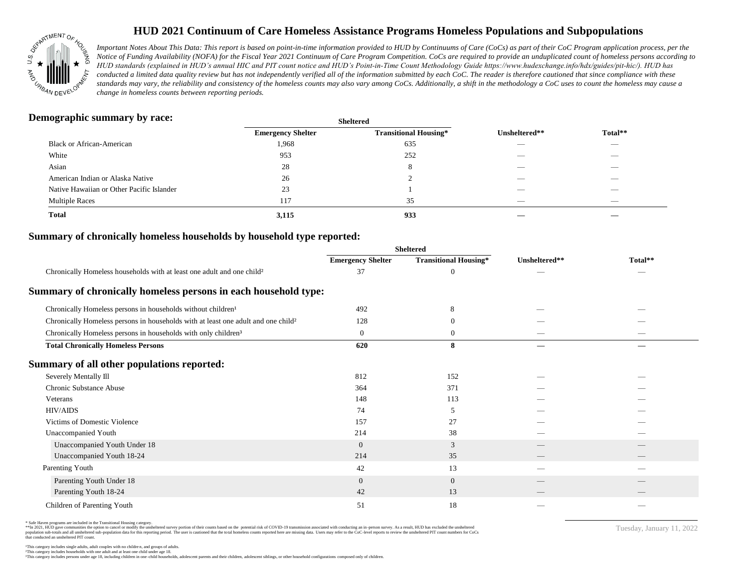# HUD 2021 Continuum of Care Homeless Assistance Programs Homeless Populations and Subpopulations

*Important Notes About This Data: This report is based on point-in-time information provided to HUD by Continuums of Care (CoCs) as part of their CoC Program application process, per the Notice of Funding Availability (NOFA) for the Fiscal Year 2021 Continuum of Care Program Competition. CoCs are required to provide an unduplicated count of homeless persons according to HUD standards (explained in HUD's annual HIC and PIT count notice and HUD's Point-in-Time Count Methodology Guide https://www.hudexchange.info/hdx/guides/pit-hic/). HUD has conducted a limited data quality review but has not independently verified all of the information submitted by each CoC. The reader is therefore cautioned that since compliance with these standards may vary, the reliability and consistency of the homeless counts may also vary among CoCs. Additionally, a shift in the methodology a CoC uses to count the homeless may cause a change in homeless counts between reporting periods.*

## Demographic summary by race:

| | Sheltered | | | |
|---|---|---|---|---|
| | **Emergency Shelter** | **Transitional Housing*** | **Unsheltered**** | **Total**** |
| Black or African-American | 1,968 | 635 | — | — |
| White | 953 | 252 | — | — |
| Asian | 28 | 8 | — | — |
| American Indian or Alaska Native | 26 | 2 | — | — |
| Native Hawaiian or Other Pacific Islander | 23 | 1 | — | — |
| Multiple Races | 117 | 35 | — | — |
| **Total** | **3,115** | **933** | **—** | **—** |

## Summary of chronically homeless households by household type reported:

| | Sheltered | | | |
|---|---|---|---|---|
| | **Emergency Shelter** | **Transitional Housing*** | **Unsheltered**** | **Total**** |
| Chronically Homeless households with at least one adult and one child² | 37 | 0 | — | — |

## Summary of chronically homeless persons in each household type:

| | Emergency Shelter | Transitional Housing* | Unsheltered** | Total** |
|---|---|---|---|---|
| Chronically Homeless persons in households without children¹ | 492 | 8 | — | — |
| Chronically Homeless persons in households with at least one adult and one child² | 128 | 0 | — | — |
| Chronically Homeless persons in households with only children³ | 0 | 0 | — | — |
| **Total Chronically Homeless Persons** | **620** | **8** | **—** | **—** |

## Summary of all other populations reported:

| | Emergency Shelter | Transitional Housing* | Unsheltered** | Total** |
|---|---|---|---|---|
| Severely Mentally Ill | 812 | 152 | — | — |
| Chronic Substance Abuse | 364 | 371 | — | — |
| Veterans | 148 | 113 | — | — |
| HIV/AIDS | 74 | 5 | — | — |
| Victims of Domestic Violence | 157 | 27 | — | — |
| Unaccompanied Youth | 214 | 38 | — | — |
| Unaccompanied Youth Under 18 | 0 | 3 | — | — |
| Unaccompanied Youth 18-24 | 214 | 35 | — | — |
| Parenting Youth | 42 | 13 | — | — |
| Parenting Youth Under 18 | 0 | 0 | — | — |
| Parenting Youth 18-24 | 42 | 13 | — | — |
| Children of Parenting Youth | 51 | 18 | — | — |

\* Safe Haven programs are included in the Transitional Housing category.

\*\*In 2021, HUD gave communities the option to cancel or modify the unsheltered survey portion of their counts based on the potential risk of COVID-19 transmission associated with conducting an in-person survey. As a result, HUD has excluded the unsheltered population sub-totals and all unsheltered sub-population data for this reporting period. The user is cautioned that the total homeless counts reported here are missing data. Users may refer to the CoC-level reports to review the unsheltered PIT count numbers for CoCs that conducted an unsheltered PIT count.

¹This category includes single adults, adult couples with no children, and groups of adults.
²This category includes households with one adult and at least one child under age 18.
³This category includes persons under age 18, including children in one-child households, adolescent parents and their children, adolescent siblings, or other household configurations composed only of children.

Tuesday, January 11, 2022